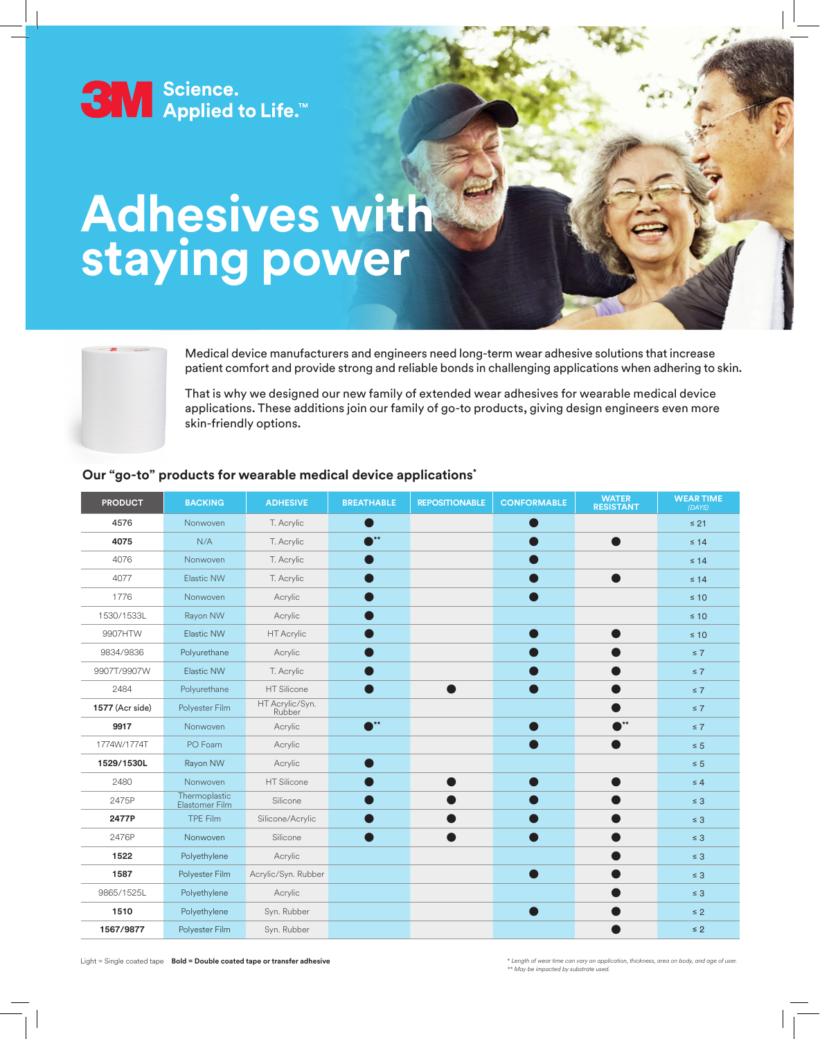3M Science. Applied to Life.™

# Adhesives with staying power

Medical device manufacturers and engineers need long-term wear adhesive solutions that increase patient comfort and provide strong and reliable bonds in challenging applications when adhering to skin.

That is why we designed our new family of extended wear adhesives for wearable medical device applications. These additions join our family of go-to products, giving design engineers even more skin-friendly options.

## Our "go-to" products for wearable medical device applications*

| PRODUCT | BACKING | ADHESIVE | BREATHABLE | REPOSITIONABLE | CONFORMABLE | WATER RESISTANT | WEAR TIME (DAYS) |
|---|---|---|---|---|---|---|---|
| 4576 | Nonwoven | T. Acrylic | ● | | ● | | ≤ 21 |
| **4075** | N/A | T. Acrylic | ●** | | ● | ● | ≤ 14 |
| 4076 | Nonwoven | T. Acrylic | ● | | ● | | ≤ 14 |
| 4077 | Elastic NW | T. Acrylic | ● | | ● | ● | ≤ 14 |
| 1776 | Nonwoven | Acrylic | ● | | ● | | ≤ 10 |
| 1530/1533L | Rayon NW | Acrylic | ● | | | | ≤ 10 |
| 9907HTW | Elastic NW | HT Acrylic | ● | | ● | ● | ≤ 10 |
| 9834/9836 | Polyurethane | Acrylic | ● | | ● | ● | ≤ 7 |
| 9907T/9907W | Elastic NW | T. Acrylic | ● | | ● | ● | ≤ 7 |
| 2484 | Polyurethane | HT Silicone | ● | ● | ● | ● | ≤ 7 |
| **1577** (Acr side) | Polyester Film | HT Acrylic/Syn. Rubber | | | | ● | ≤ 7 |
| **9917** | Nonwoven | Acrylic | ●** | | ● | ●** | ≤ 7 |
| 1774W/1774T | PO Foam | Acrylic | | | ● | ● | ≤ 5 |
| **1529/1530L** | Rayon NW | Acrylic | ● | | | | ≤ 5 |
| 2480 | Nonwoven | HT Silicone | ● | ● | ● | ● | ≤ 4 |
| 2475P | Thermoplastic Elastomer Film | Silicone | ● | ● | ● | ● | ≤ 3 |
| **2477P** | TPE Film | Silicone/Acrylic | ● | ● | ● | ● | ≤ 3 |
| 2476P | Nonwoven | Silicone | ● | ● | ● | ● | ≤ 3 |
| **1522** | Polyethylene | Acrylic | | | | ● | ≤ 3 |
| **1587** | Polyester Film | Acrylic/Syn. Rubber | | | ● | ● | ≤ 3 |
| 9865/1525L | Polyethylene | Acrylic | | | | ● | ≤ 3 |
| **1510** | Polyethylene | Syn. Rubber | | | ● | ● | ≤ 2 |
| **1567/9877** | Polyester Film | Syn. Rubber | | | | ● | ≤ 2 |

Light = Single coated tape **Bold = Double coated tape or transfer adhesive**

*\* Length of wear time can vary on application, thickness, area on body, and age of user.*
*\*\* May be impacted by substrate used.*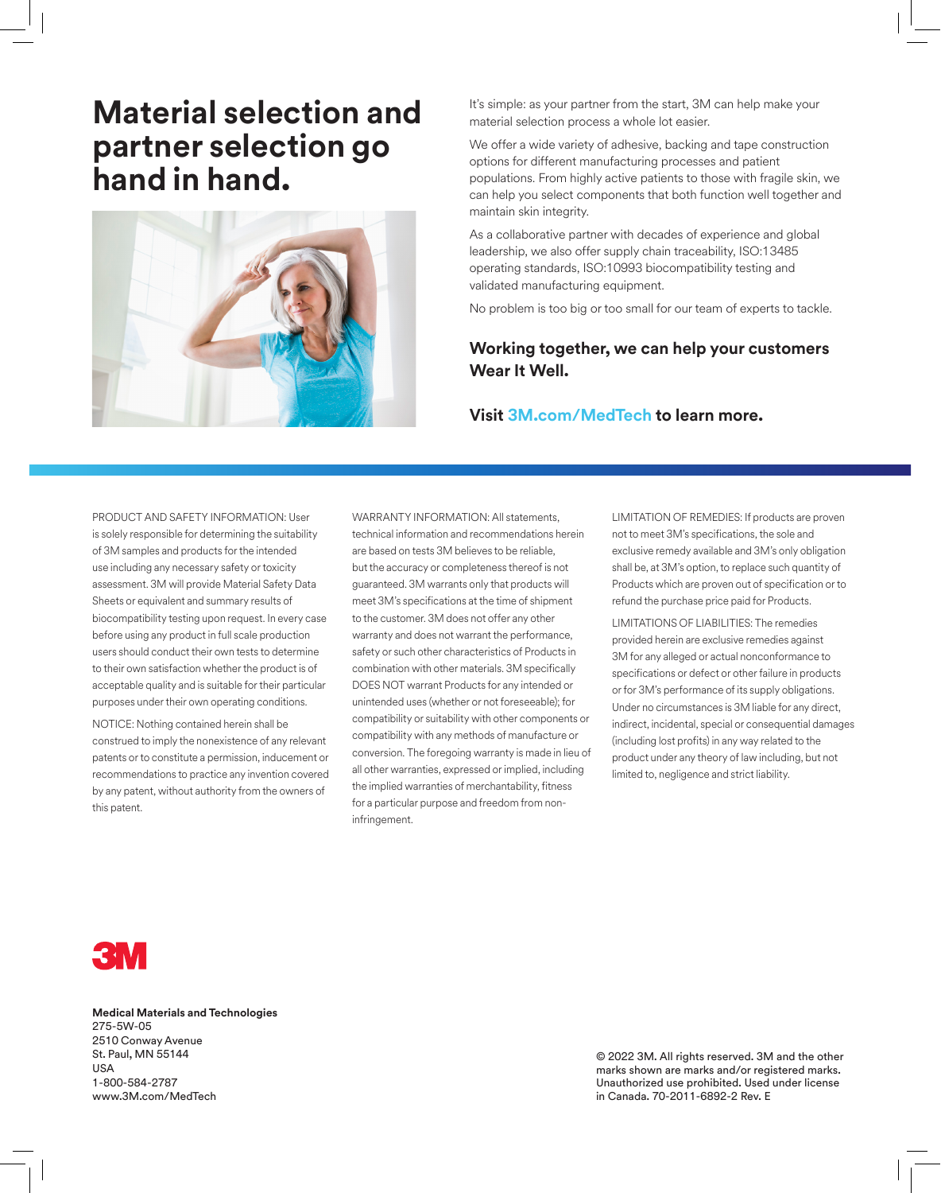# Material selection and partner selection go hand in hand.

It's simple: as your partner from the start, 3M can help make your material selection process a whole lot easier.

We offer a wide variety of adhesive, backing and tape construction options for different manufacturing processes and patient populations. From highly active patients to those with fragile skin, we can help you select components that both function well together and maintain skin integrity.

As a collaborative partner with decades of experience and global leadership, we also offer supply chain traceability, ISO:13485 operating standards, ISO:10993 biocompatibility testing and validated manufacturing equipment.

No problem is too big or too small for our team of experts to tackle.

**Working together, we can help your customers Wear It Well.**

**Visit 3M.com/MedTech to learn more.**

PRODUCT AND SAFETY INFORMATION: User is solely responsible for determining the suitability of 3M samples and products for the intended use including any necessary safety or toxicity assessment. 3M will provide Material Safety Data Sheets or equivalent and summary results of biocompatibility testing upon request. In every case before using any product in full scale production users should conduct their own tests to determine to their own satisfaction whether the product is of acceptable quality and is suitable for their particular purposes under their own operating conditions.

NOTICE: Nothing contained herein shall be construed to imply the nonexistence of any relevant patents or to constitute a permission, inducement or recommendations to practice any invention covered by any patent, without authority from the owners of this patent.

WARRANTY INFORMATION: All statements, technical information and recommendations herein are based on tests 3M believes to be reliable, but the accuracy or completeness thereof is not guaranteed. 3M warrants only that products will meet 3M's specifications at the time of shipment to the customer. 3M does not offer any other warranty and does not warrant the performance, safety or such other characteristics of Products in combination with other materials. 3M specifically DOES NOT warrant Products for any intended or unintended uses (whether or not foreseeable); for compatibility or suitability with other components or compatibility with any methods of manufacture or conversion. The foregoing warranty is made in lieu of all other warranties, expressed or implied, including the implied warranties of merchantability, fitness for a particular purpose and freedom from non-infringement.

LIMITATION OF REMEDIES: If products are proven not to meet 3M's specifications, the sole and exclusive remedy available and 3M's only obligation shall be, at 3M's option, to replace such quantity of Products which are proven out of specification or to refund the purchase price paid for Products.

LIMITATIONS OF LIABILITIES: The remedies provided herein are exclusive remedies against 3M for any alleged or actual nonconformance to specifications or defect or other failure in products or for 3M's performance of its supply obligations. Under no circumstances is 3M liable for any direct, indirect, incidental, special or consequential damages (including lost profits) in any way related to the product under any theory of law including, but not limited to, negligence and strict liability.

3M

**Medical Materials and Technologies**
275-5W-05
2510 Conway Avenue
St. Paul, MN 55144
USA
1-800-584-2787
www.3M.com/MedTech

© 2022 3M. All rights reserved. 3M and the other marks shown are marks and/or registered marks. Unauthorized use prohibited. Used under license in Canada. 70-2011-6892-2 Rev. E